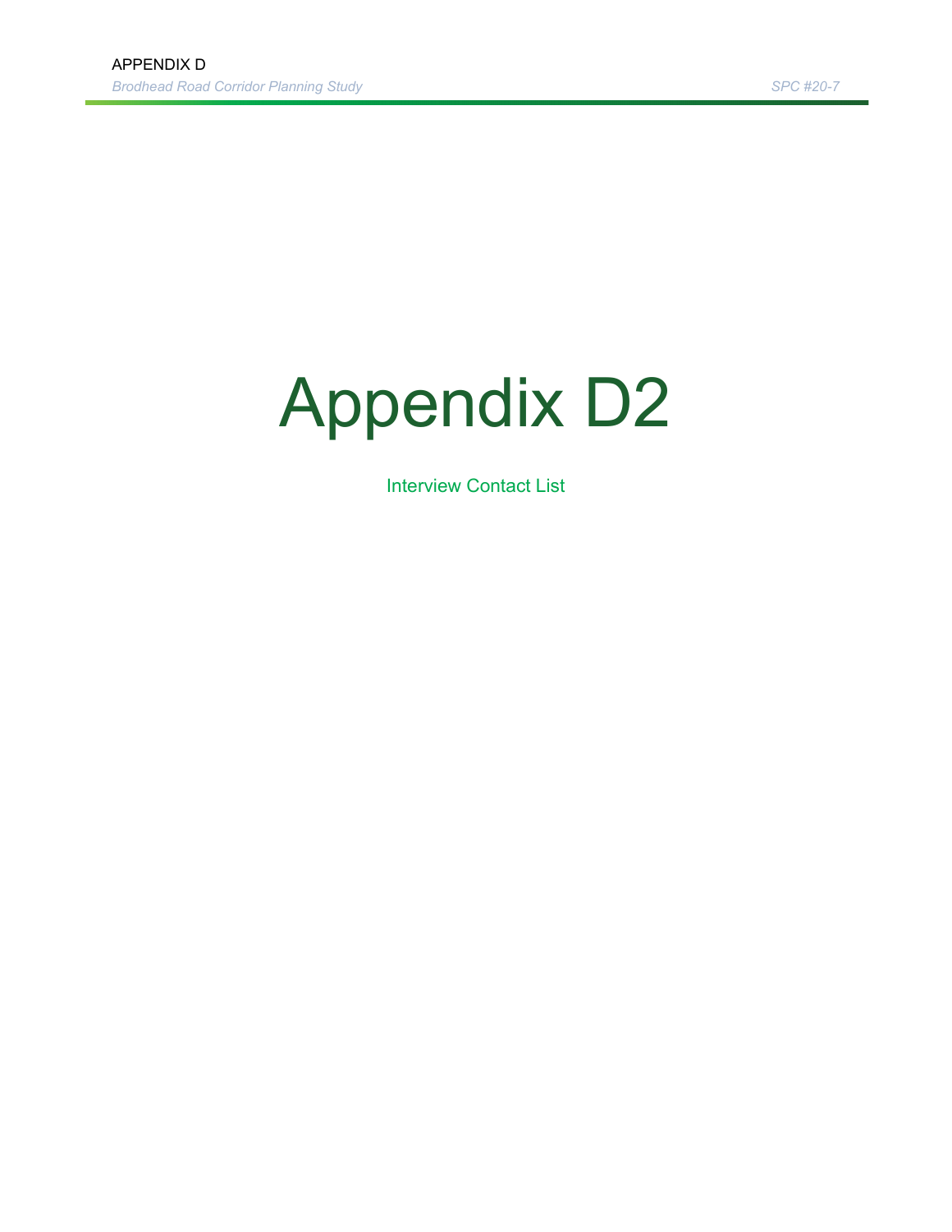# Appendix D2

Interview Contact List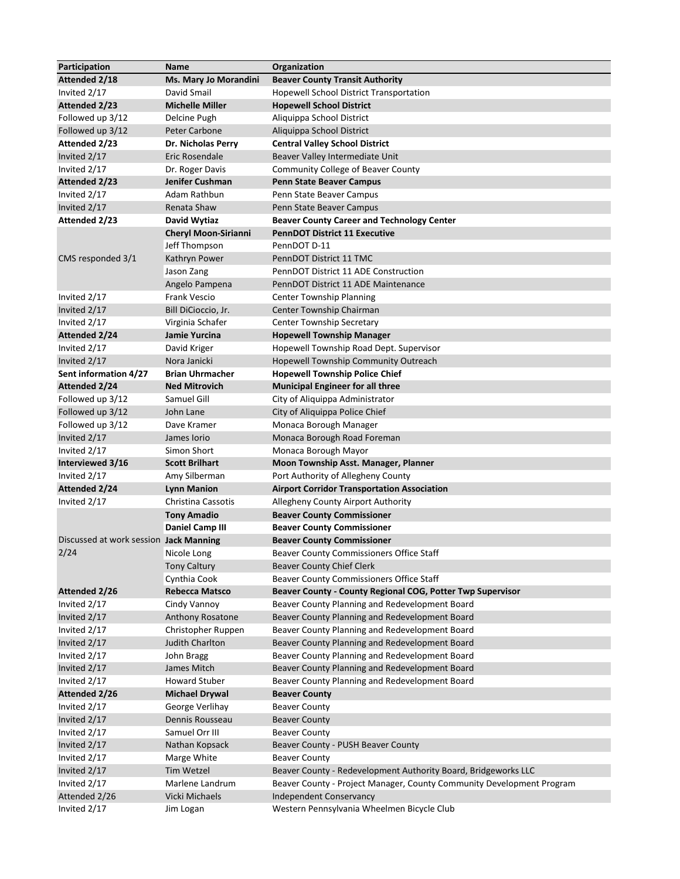| Participation | Name | Organization |
|---|---|---|
| **Attended 2/18** | **Ms. Mary Jo Morandini** | **Beaver County Transit Authority** |
| Invited 2/17 | David Smail | Hopewell School District Transportation |
| **Attended 2/23** | **Michelle Miller** | **Hopewell School District** |
| Followed up 3/12 | Delcine Pugh | Aliquippa School District |
| Followed up 3/12 | Peter Carbone | Aliquippa School District |
| **Attended 2/23** | **Dr. Nicholas Perry** | **Central Valley School District** |
| Invited 2/17 | Eric Rosendale | Beaver Valley Intermediate Unit |
| Invited 2/17 | Dr. Roger Davis | Community College of Beaver County |
| **Attended 2/23** | **Jenifer Cushman** | **Penn State Beaver Campus** |
| Invited 2/17 | Adam Rathbun | Penn State Beaver Campus |
| Invited 2/17 | Renata Shaw | Penn State Beaver Campus |
| **Attended 2/23** | **David Wytiaz** | **Beaver County Career and Technology Center** |
| CMS responded 3/1 | **Cheryl Moon-Sirianni** | **PennDOT District 11 Executive** |
| | Jeff Thompson | PennDOT D-11 |
| | Kathryn Power | PennDOT District 11 TMC |
| | Jason Zang | PennDOT District 11 ADE Construction |
| | Angelo Pampena | PennDOT District 11 ADE Maintenance |
| Invited 2/17 | Frank Vescio | Center Township Planning |
| Invited 2/17 | Bill DiCioccio, Jr. | Center Township Chairman |
| Invited 2/17 | Virginia Schafer | Center Township Secretary |
| **Attended 2/24** | **Jamie Yurcina** | **Hopewell Township Manager** |
| Invited 2/17 | David Kriger | Hopewell Township Road Dept. Supervisor |
| Invited 2/17 | Nora Janicki | Hopewell Township Community Outreach |
| **Sent information 4/27** | **Brian Uhrmacher** | **Hopewell Township Police Chief** |
| **Attended 2/24** | **Ned Mitrovich** | **Municipal Engineer for all three** |
| Followed up 3/12 | Samuel Gill | City of Aliquippa Administrator |
| Followed up 3/12 | John Lane | City of Aliquippa Police Chief |
| Followed up 3/12 | Dave Kramer | Monaca Borough Manager |
| Invited 2/17 | James Iorio | Monaca Borough Road Foreman |
| Invited 2/17 | Simon Short | Monaca Borough Mayor |
| **Interviewed 3/16** | **Scott Brilhart** | **Moon Township Asst. Manager, Planner** |
| Invited 2/17 | Amy Silberman | Port Authority of Allegheny County |
| **Attended 2/24** | **Lynn Manion** | **Airport Corridor Transportation Association** |
| Invited 2/17 | Christina Cassotis | Allegheny County Airport Authority |
| Discussed at work session 2/24 | **Tony Amadio** | **Beaver County Commissioner** |
| | **Daniel Camp III** | **Beaver County Commissioner** |
| | **Jack Manning** | **Beaver County Commissioner** |
| | Nicole Long | Beaver County Commissioners Office Staff |
| | Tony Caltury | Beaver County Chief Clerk |
| | Cynthia Cook | Beaver County Commissioners Office Staff |
| **Attended 2/26** | **Rebecca Matsco** | **Beaver County - County Regional COG, Potter Twp Supervisor** |
| Invited 2/17 | Cindy Vannoy | Beaver County Planning and Redevelopment Board |
| Invited 2/17 | Anthony Rosatone | Beaver County Planning and Redevelopment Board |
| Invited 2/17 | Christopher Ruppen | Beaver County Planning and Redevelopment Board |
| Invited 2/17 | Judith Charlton | Beaver County Planning and Redevelopment Board |
| Invited 2/17 | John Bragg | Beaver County Planning and Redevelopment Board |
| Invited 2/17 | James Mitch | Beaver County Planning and Redevelopment Board |
| Invited 2/17 | Howard Stuber | Beaver County Planning and Redevelopment Board |
| **Attended 2/26** | **Michael Drywal** | **Beaver County** |
| Invited 2/17 | George Verlihay | Beaver County |
| Invited 2/17 | Dennis Rousseau | Beaver County |
| Invited 2/17 | Samuel Orr III | Beaver County |
| Invited 2/17 | Nathan Kopsack | Beaver County - PUSH Beaver County |
| Invited 2/17 | Marge White | Beaver County |
| Invited 2/17 | Tim Wetzel | Beaver County - Redevelopment Authority Board, Bridgeworks LLC |
| Invited 2/17 | Marlene Landrum | Beaver County - Project Manager, County Community Development Program |
| Attended 2/26 | Vicki Michaels | Independent Conservancy |
| Invited 2/17 | Jim Logan | Western Pennsylvania Wheelmen Bicycle Club |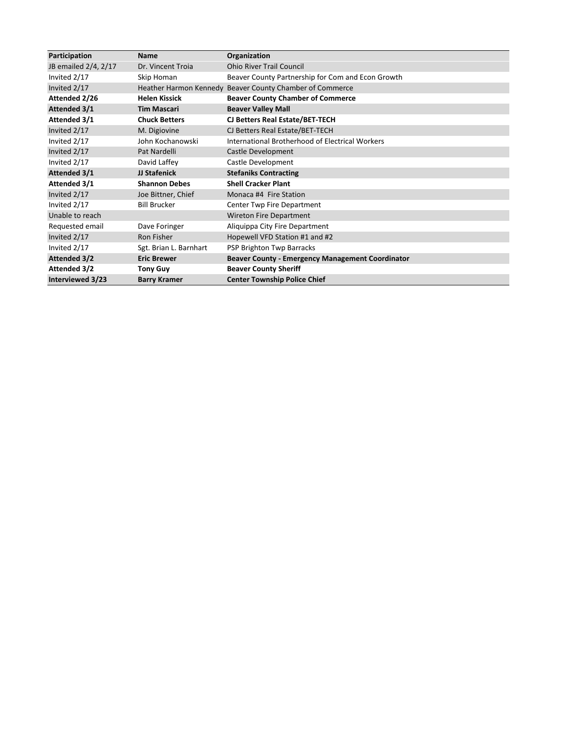| Participation | Name | Organization |
|---|---|---|
| JB emailed 2/4, 2/17 | Dr. Vincent Troia | Ohio River Trail Council |
| Invited 2/17 | Skip Homan | Beaver County Partnership for Com and Econ Growth |
| Invited 2/17 | Heather Harmon Kennedy | Beaver County Chamber of Commerce |
| **Attended 2/26** | **Helen Kissick** | **Beaver County Chamber of Commerce** |
| **Attended 3/1** | **Tim Mascari** | **Beaver Valley Mall** |
| **Attended 3/1** | **Chuck Betters** | **CJ Betters Real Estate/BET-TECH** |
| Invited 2/17 | M. Digiovine | CJ Betters Real Estate/BET-TECH |
| Invited 2/17 | John Kochanowski | International Brotherhood of Electrical Workers |
| Invited 2/17 | Pat Nardelli | Castle Development |
| Invited 2/17 | David Laffey | Castle Development |
| **Attended 3/1** | **JJ Stafenick** | **Stefaniks Contracting** |
| **Attended 3/1** | **Shannon Debes** | **Shell Cracker Plant** |
| Invited 2/17 | Joe Bittner, Chief | Monaca #4 Fire Station |
| Invited 2/17 | Bill Brucker | Center Twp Fire Department |
| Unable to reach | | Wireton Fire Department |
| Requested email | Dave Foringer | Aliquippa City Fire Department |
| Invited 2/17 | Ron Fisher | Hopewell VFD Station #1 and #2 |
| Invited 2/17 | Sgt. Brian L. Barnhart | PSP Brighton Twp Barracks |
| **Attended 3/2** | **Eric Brewer** | **Beaver County - Emergency Management Coordinator** |
| **Attended 3/2** | **Tony Guy** | **Beaver County Sheriff** |
| **Interviewed 3/23** | **Barry Kramer** | **Center Township Police Chief** |